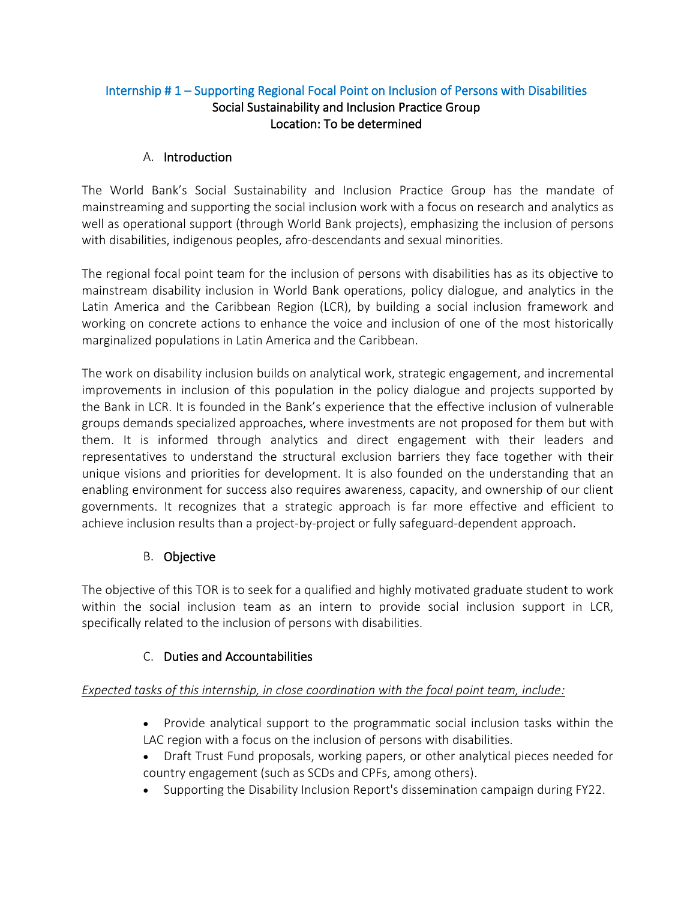## Internship # 1 – Supporting Regional Focal Point on Inclusion of Persons with Disabilities

**Social Sustainability and Inclusion Practice Group**

**Location: To be determined**

### A. Introduction

The World Bank's Social Sustainability and Inclusion Practice Group has the mandate of mainstreaming and supporting the social inclusion work with a focus on research and analytics as well as operational support (through World Bank projects), emphasizing the inclusion of persons with disabilities, indigenous peoples, afro-descendants and sexual minorities.

The regional focal point team for the inclusion of persons with disabilities has as its objective to mainstream disability inclusion in World Bank operations, policy dialogue, and analytics in the Latin America and the Caribbean Region (LCR), by building a social inclusion framework and working on concrete actions to enhance the voice and inclusion of one of the most historically marginalized populations in Latin America and the Caribbean.

The work on disability inclusion builds on analytical work, strategic engagement, and incremental improvements in inclusion of this population in the policy dialogue and projects supported by the Bank in LCR. It is founded in the Bank's experience that the effective inclusion of vulnerable groups demands specialized approaches, where investments are not proposed for them but with them. It is informed through analytics and direct engagement with their leaders and representatives to understand the structural exclusion barriers they face together with their unique visions and priorities for development. It is also founded on the understanding that an enabling environment for success also requires awareness, capacity, and ownership of our client governments. It recognizes that a strategic approach is far more effective and efficient to achieve inclusion results than a project-by-project or fully safeguard-dependent approach.

### B. Objective

The objective of this TOR is to seek for a qualified and highly motivated graduate student to work within the social inclusion team as an intern to provide social inclusion support in LCR, specifically related to the inclusion of persons with disabilities.

### C. Duties and Accountabilities

*Expected tasks of this internship, in close coordination with the focal point team, include:*

- Provide analytical support to the programmatic social inclusion tasks within the LAC region with a focus on the inclusion of persons with disabilities.
- Draft Trust Fund proposals, working papers, or other analytical pieces needed for country engagement (such as SCDs and CPFs, among others).
- Supporting the Disability Inclusion Report's dissemination campaign during FY22.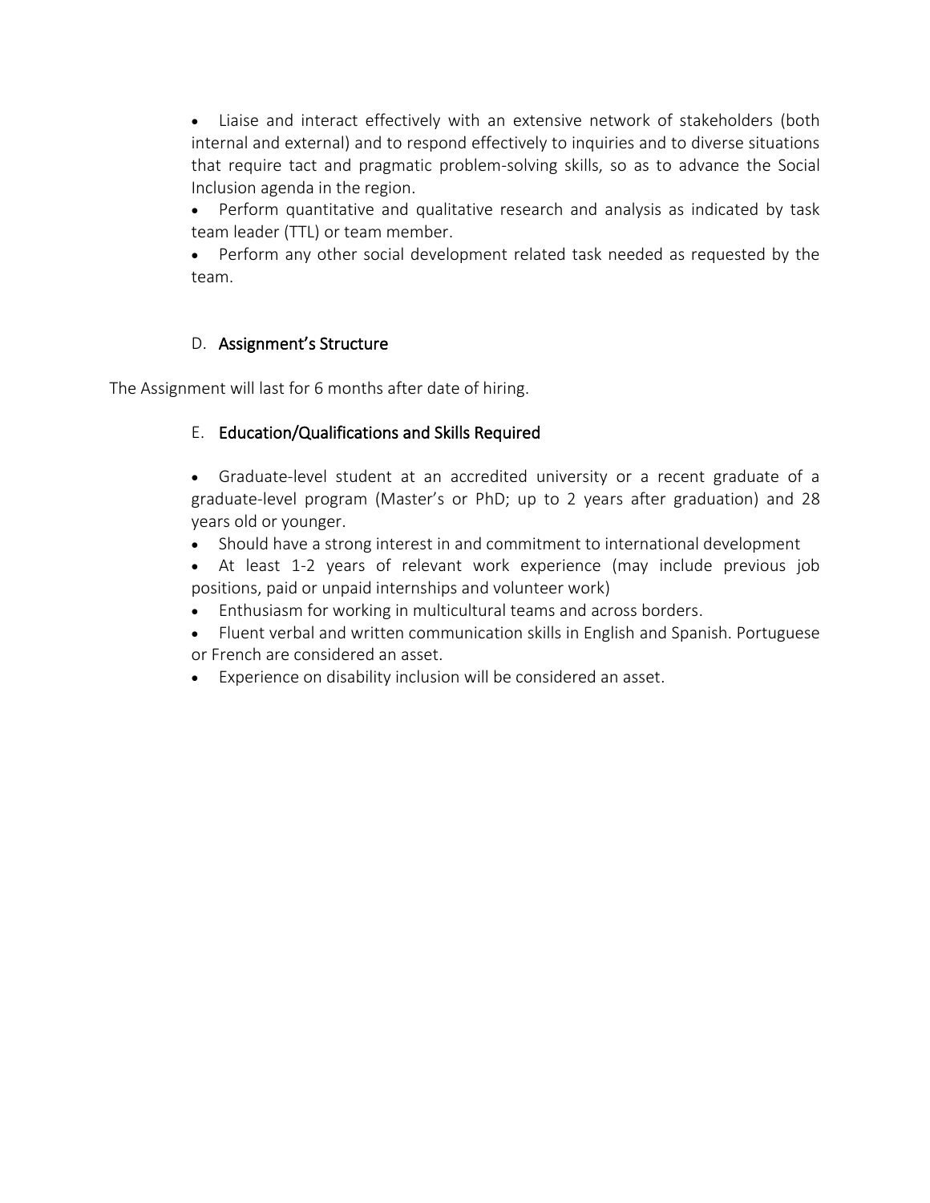- Liaise and interact effectively with an extensive network of stakeholders (both internal and external) and to respond effectively to inquiries and to diverse situations that require tact and pragmatic problem-solving skills, so as to advance the Social Inclusion agenda in the region.
- Perform quantitative and qualitative research and analysis as indicated by task team leader (TTL) or team member.
- Perform any other social development related task needed as requested by the team.

## D. Assignment's Structure

The Assignment will last for 6 months after date of hiring.

## E. Education/Qualifications and Skills Required

- Graduate-level student at an accredited university or a recent graduate of a graduate-level program (Master's or PhD; up to 2 years after graduation) and 28 years old or younger.
- Should have a strong interest in and commitment to international development
- At least 1-2 years of relevant work experience (may include previous job positions, paid or unpaid internships and volunteer work)
- Enthusiasm for working in multicultural teams and across borders.
- Fluent verbal and written communication skills in English and Spanish. Portuguese or French are considered an asset.
- Experience on disability inclusion will be considered an asset.